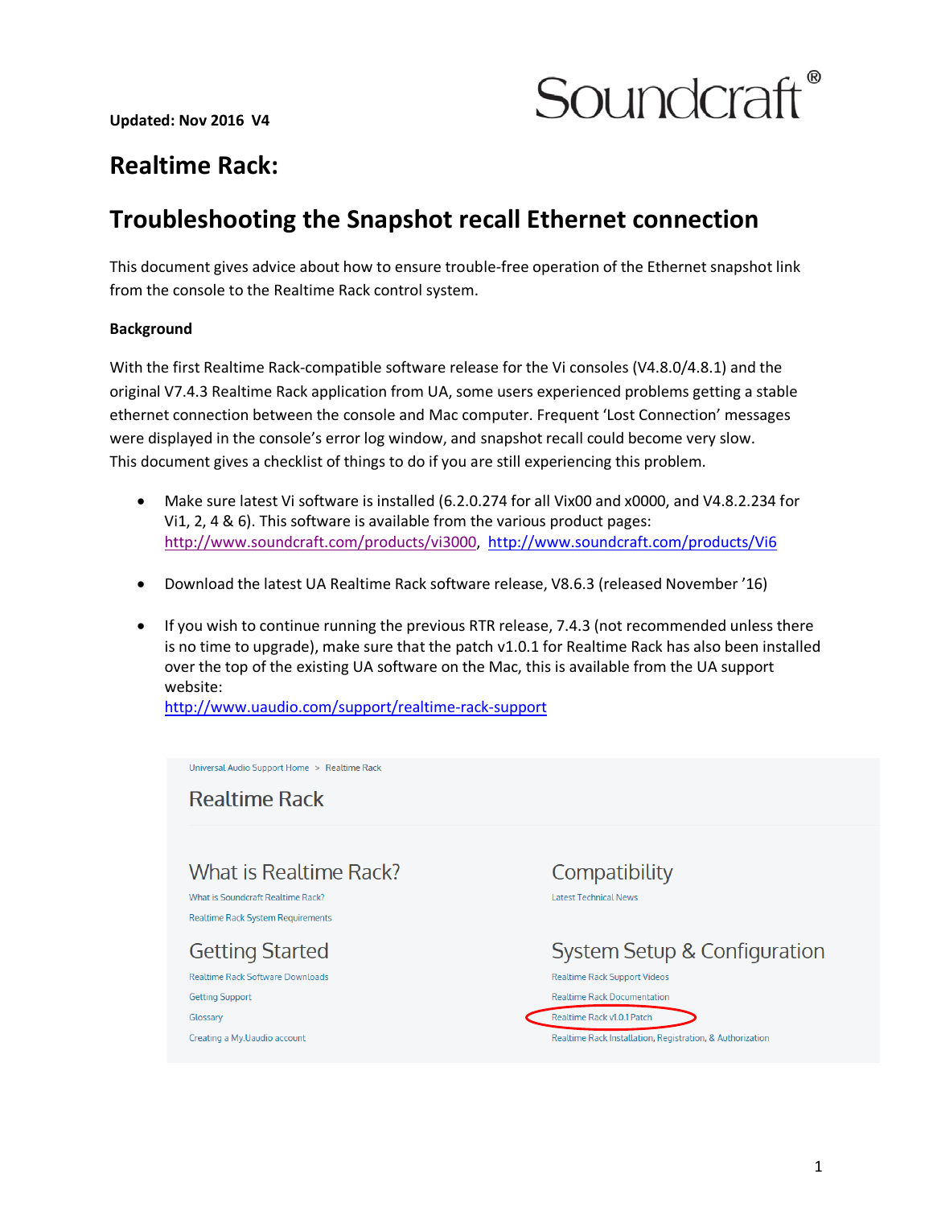Updated: Nov 2016  V4

Soundcraft®

# Realtime Rack:

# Troubleshooting the Snapshot recall Ethernet connection

This document gives advice about how to ensure trouble-free operation of the Ethernet snapshot link from the console to the Realtime Rack control system.

**Background**

With the first Realtime Rack-compatible software release for the Vi consoles (V4.8.0/4.8.1) and the original V7.4.3 Realtime Rack application from UA, some users experienced problems getting a stable ethernet connection between the console and Mac computer. Frequent 'Lost Connection' messages were displayed in the console's error log window, and snapshot recall could become very slow. This document gives a checklist of things to do if you are still experiencing this problem.

- Make sure latest Vi software is installed (6.2.0.274 for all Vix00 and x0000, and V4.8.2.234 for Vi1, 2, 4 & 6). This software is available from the various product pages: http://www.soundcraft.com/products/vi3000, http://www.soundcraft.com/products/Vi6

- Download the latest UA Realtime Rack software release, V8.6.3 (released November '16)

- If you wish to continue running the previous RTR release, 7.4.3 (not recommended unless there is no time to upgrade), make sure that the patch v1.0.1 for Realtime Rack has also been installed over the top of the existing UA software on the Mac, this is available from the UA support website:
  http://www.uaudio.com/support/realtime-rack-support

Universal Audio Support Home > Realtime Rack

Realtime Rack

What is Realtime Rack?
- What is Soundcraft Realtime Rack?
- Realtime Rack System Requirements

Compatibility
- Latest Technical News

Getting Started
- Realtime Rack Software Downloads
- Getting Support
- Glossary
- Creating a My.Uaudio account

System Setup & Configuration
- Realtime Rack Support Videos
- Realtime Rack Documentation
- Realtime Rack v1.0.1 Patch
- Realtime Rack Installation, Registration, & Authorization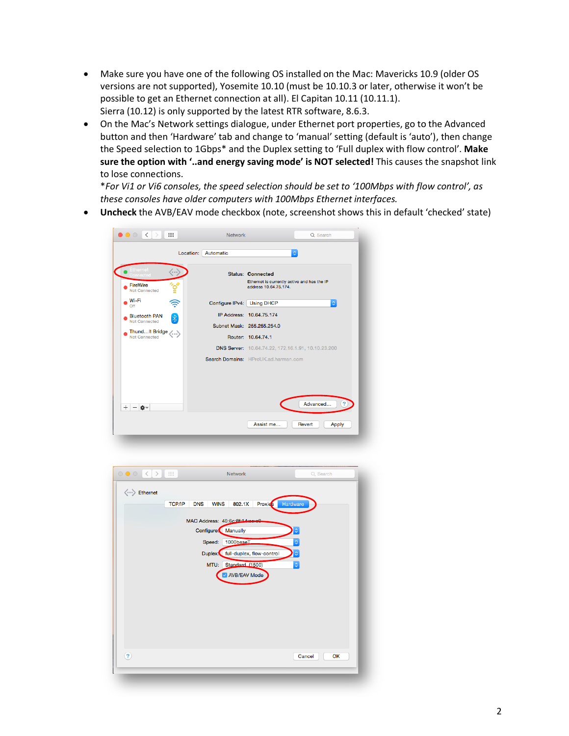- Make sure you have one of the following OS installed on the Mac: Mavericks 10.9 (older OS versions are not supported), Yosemite 10.10 (must be 10.10.3 or later, otherwise it won't be possible to get an Ethernet connection at all). El Capitan 10.11 (10.11.1).
  Sierra (10.12) is only supported by the latest RTR software, 8.6.3.
- On the Mac's Network settings dialogue, under Ethernet port properties, go to the Advanced button and then 'Hardware' tab and change to 'manual' setting (default is 'auto'), then change the Speed selection to 1Gbps* and the Duplex setting to 'Full duplex with flow control'. **Make sure the option with '..and energy saving mode' is NOT selected!** This causes the snapshot link to lose connections.
  **For Vi1 or Vi6 consoles, the speed selection should be set to '100Mbps with flow control', as these consoles have older computers with 100Mbps Ethernet interfaces.*
- **Uncheck** the AVB/EAV mode checkbox (note, screenshot shows this in default 'checked' state)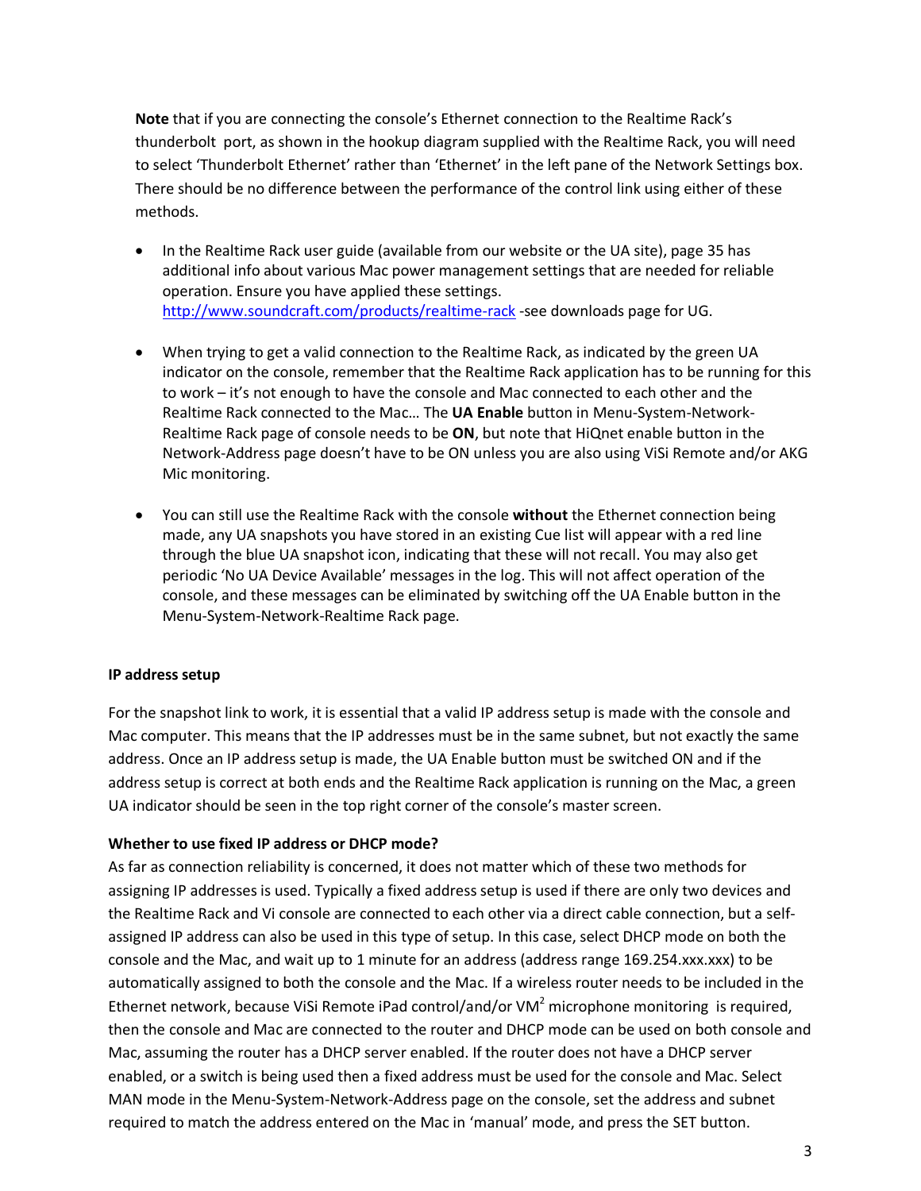**Note** that if you are connecting the console's Ethernet connection to the Realtime Rack's thunderbolt port, as shown in the hookup diagram supplied with the Realtime Rack, you will need to select 'Thunderbolt Ethernet' rather than 'Ethernet' in the left pane of the Network Settings box. There should be no difference between the performance of the control link using either of these methods.

- In the Realtime Rack user guide (available from our website or the UA site), page 35 has additional info about various Mac power management settings that are needed for reliable operation. Ensure you have applied these settings. [http://www.soundcraft.com/products/realtime-rack](http://www.soundcraft.com/products/realtime-rack) -see downloads page for UG.

- When trying to get a valid connection to the Realtime Rack, as indicated by the green UA indicator on the console, remember that the Realtime Rack application has to be running for this to work – it's not enough to have the console and Mac connected to each other and the Realtime Rack connected to the Mac… The **UA Enable** button in Menu-System-Network-Realtime Rack page of console needs to be **ON**, but note that HiQnet enable button in the Network-Address page doesn't have to be ON unless you are also using ViSi Remote and/or AKG Mic monitoring.

- You can still use the Realtime Rack with the console **without** the Ethernet connection being made, any UA snapshots you have stored in an existing Cue list will appear with a red line through the blue UA snapshot icon, indicating that these will not recall. You may also get periodic 'No UA Device Available' messages in the log. This will not affect operation of the console, and these messages can be eliminated by switching off the UA Enable button in the Menu-System-Network-Realtime Rack page.

**IP address setup**

For the snapshot link to work, it is essential that a valid IP address setup is made with the console and Mac computer. This means that the IP addresses must be in the same subnet, but not exactly the same address. Once an IP address setup is made, the UA Enable button must be switched ON and if the address setup is correct at both ends and the Realtime Rack application is running on the Mac, a green UA indicator should be seen in the top right corner of the console's master screen.

**Whether to use fixed IP address or DHCP mode?**

As far as connection reliability is concerned, it does not matter which of these two methods for assigning IP addresses is used. Typically a fixed address setup is used if there are only two devices and the Realtime Rack and Vi console are connected to each other via a direct cable connection, but a self-assigned IP address can also be used in this type of setup. In this case, select DHCP mode on both the console and the Mac, and wait up to 1 minute for an address (address range 169.254.xxx.xxx) to be automatically assigned to both the console and the Mac. If a wireless router needs to be included in the Ethernet network, because ViSi Remote iPad control/and/or VM$^2$ microphone monitoring is required, then the console and Mac are connected to the router and DHCP mode can be used on both console and Mac, assuming the router has a DHCP server enabled. If the router does not have a DHCP server enabled, or a switch is being used then a fixed address must be used for the console and Mac. Select MAN mode in the Menu-System-Network-Address page on the console, set the address and subnet required to match the address entered on the Mac in 'manual' mode, and press the SET button.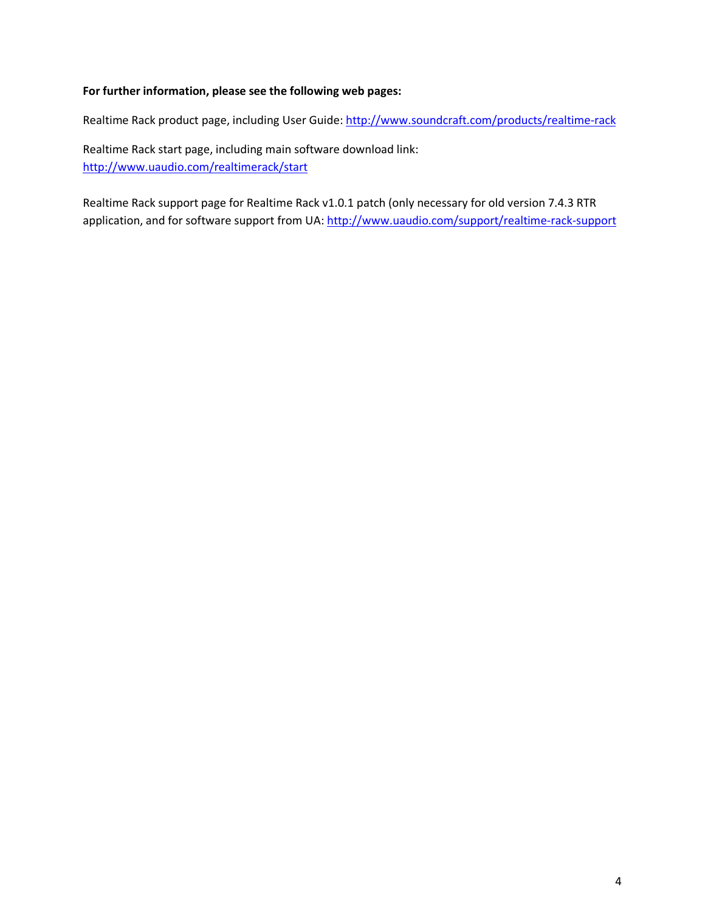**For further information, please see the following web pages:**

Realtime Rack product page, including User Guide: http://www.soundcraft.com/products/realtime-rack

Realtime Rack start page, including main software download link: http://www.uaudio.com/realtimerack/start

Realtime Rack support page for Realtime Rack v1.0.1 patch (only necessary for old version 7.4.3 RTR application, and for software support from UA: http://www.uaudio.com/support/realtime-rack-support